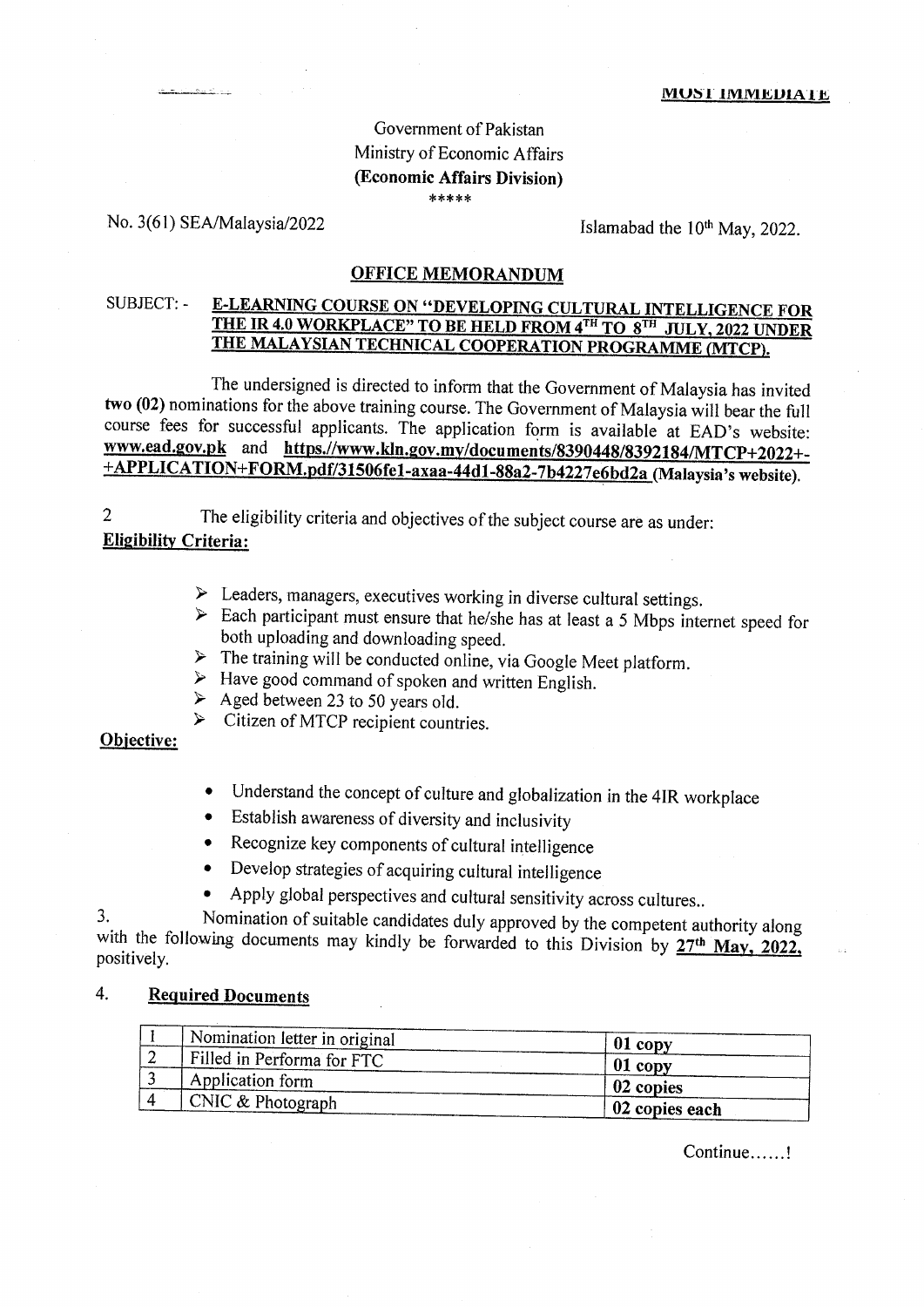**MOST IMMEDIATE**

Government of Pakistan
Ministry of Economic Affairs
**(Economic Affairs Division)**
\*\*\*\*\*

No. 3(61) SEA/Malaysia/2022 Islamabad the 10th May, 2022.

## OFFICE MEMORANDUM

SUBJECT: - **E-LEARNING COURSE ON "DEVELOPING CULTURAL INTELLIGENCE FOR THE IR 4.0 WORKPLACE" TO BE HELD FROM 4TH TO 8TH JULY, 2022 UNDER THE MALAYSIAN TECHNICAL COOPERATION PROGRAMME (MTCP).**

The undersigned is directed to inform that the Government of Malaysia has invited **two (02)** nominations for the above training course. The Government of Malaysia will bear the full course fees for successful applicants. The application form is available at EAD's website: **www.ead.gov.pk** and **https./www.kln.gov.my/documents/8390448/8392184/MTCP+2022+-+APPLICATION+FORM.pdf/31506fe1-axaa-44d1-88a2-7b4227e6bd2a (Malaysia's website).**

2 The eligibility criteria and objectives of the subject course are as under:

**Eligibility Criteria:**

- Leaders, managers, executives working in diverse cultural settings.
- Each participant must ensure that he/she has at least a 5 Mbps internet speed for both uploading and downloading speed.
- The training will be conducted online, via Google Meet platform.
- Have good command of spoken and written English.
- Aged between 23 to 50 years old.
- Citizen of MTCP recipient countries.

**Objective:**

- Understand the concept of culture and globalization in the 4IR workplace
- Establish awareness of diversity and inclusivity
- Recognize key components of cultural intelligence
- Develop strategies of acquiring cultural intelligence
- Apply global perspectives and cultural sensitivity across cultures..

3. Nomination of suitable candidates duly approved by the competent authority along with the following documents may kindly be forwarded to this Division by **27th May, 2022,** positively.

4. **Required Documents**

| | | |
|---|---|---|
| 1 | Nomination letter in original | **01 copy** |
| 2 | Filled in Performa for FTC | **01 copy** |
| 3 | Application form | **02 copies** |
| 4 | CNIC & Photograph | **02 copies each** |

Continue......!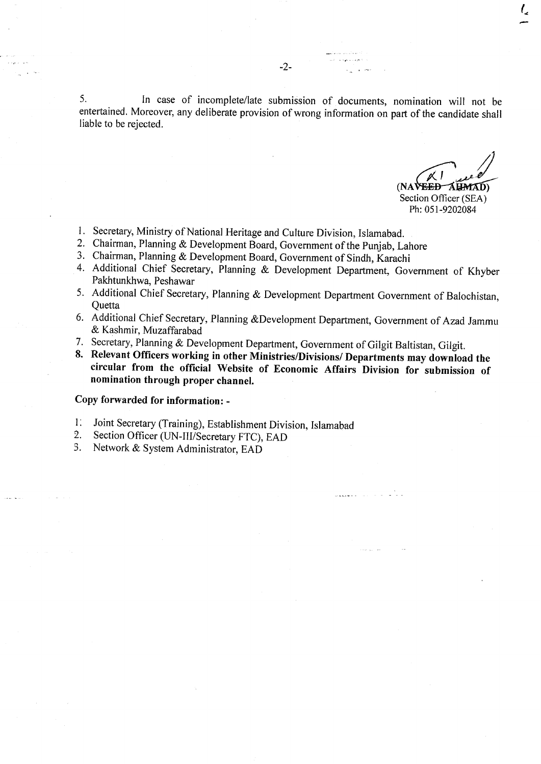5. In case of incomplete/late submission of documents, nomination will not be entertained. Moreover, any deliberate provision of wrong information on part of the candidate shall liable to be rejected.

(NAVEED AHMAD)
Section Officer (SEA)
Ph: 051-9202084

1. Secretary, Ministry of National Heritage and Culture Division, Islamabad.
2. Chairman, Planning & Development Board, Government of the Punjab, Lahore
3. Chairman, Planning & Development Board, Government of Sindh, Karachi
4. Additional Chief Secretary, Planning & Development Department, Government of Khyber Pakhtunkhwa, Peshawar
5. Additional Chief Secretary, Planning & Development Department Government of Balochistan, Quetta
6. Additional Chief Secretary, Planning &Development Department, Government of Azad Jammu & Kashmir, Muzaffarabad
7. Secretary, Planning & Development Department, Government of Gilgit Baltistan, Gilgit.
8. **Relevant Officers working in other Ministries/Divisions/ Departments may download the circular from the official Website of Economic Affairs Division for submission of nomination through proper channel.**

**Copy forwarded for information: -**

1. Joint Secretary (Training), Establishment Division, Islamabad
2. Section Officer (UN-III/Secretary FTC), EAD
3. Network & System Administrator, EAD